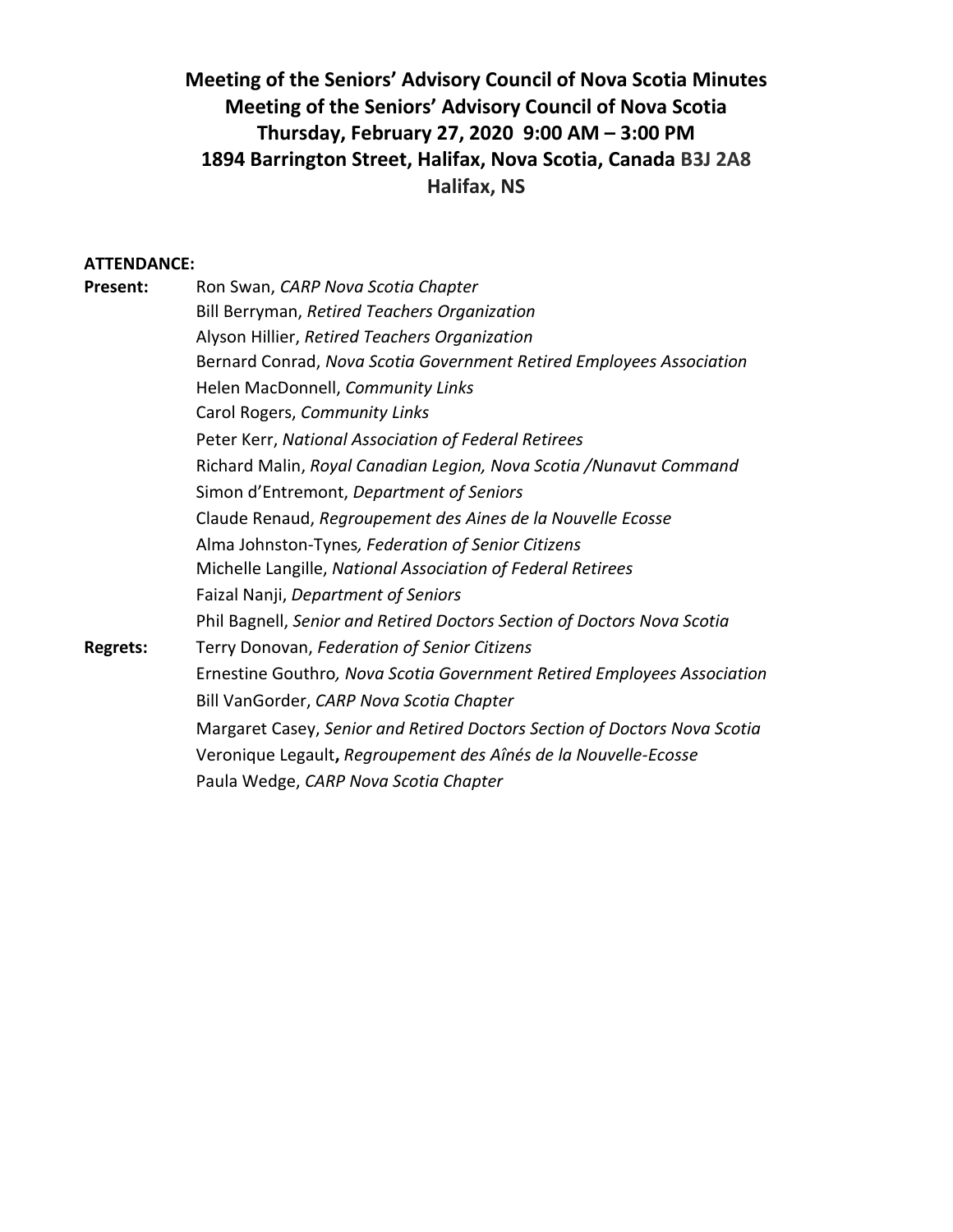# Meeting of the Seniors' Advisory Council of Nova Scotia Minutes
## Meeting of the Seniors' Advisory Council of Nova Scotia
## Thursday, February 27, 2020 9:00 AM – 3:00 PM
## 1894 Barrington Street, Halifax, Nova Scotia, Canada B3J 2A8
## Halifax, NS

**ATTENDANCE:**

**Present:**
Ron Swan, *CARP Nova Scotia Chapter*
Bill Berryman, *Retired Teachers Organization*
Alyson Hillier, *Retired Teachers Organization*
Bernard Conrad, *Nova Scotia Government Retired Employees Association*
Helen MacDonnell, *Community Links*
Carol Rogers, *Community Links*
Peter Kerr, *National Association of Federal Retirees*
Richard Malin, *Royal Canadian Legion, Nova Scotia /Nunavut Command*
Simon d'Entremont, *Department of Seniors*
Claude Renaud, *Regroupement des Aines de la Nouvelle Ecosse*
Alma Johnston-Tynes*, Federation of Senior Citizens*
Michelle Langille, *National Association of Federal Retirees*
Faizal Nanji, *Department of Seniors*
Phil Bagnell, *Senior and Retired Doctors Section of Doctors Nova Scotia*

**Regrets:**
Terry Donovan, *Federation of Senior Citizens*
Ernestine Gouthro*, Nova Scotia Government Retired Employees Association*
Bill VanGorder, *CARP Nova Scotia Chapter*
Margaret Casey, *Senior and Retired Doctors Section of Doctors Nova Scotia*
Veronique Legault**,** *Regroupement des Aînés de la Nouvelle-Ecosse*
Paula Wedge, *CARP Nova Scotia Chapter*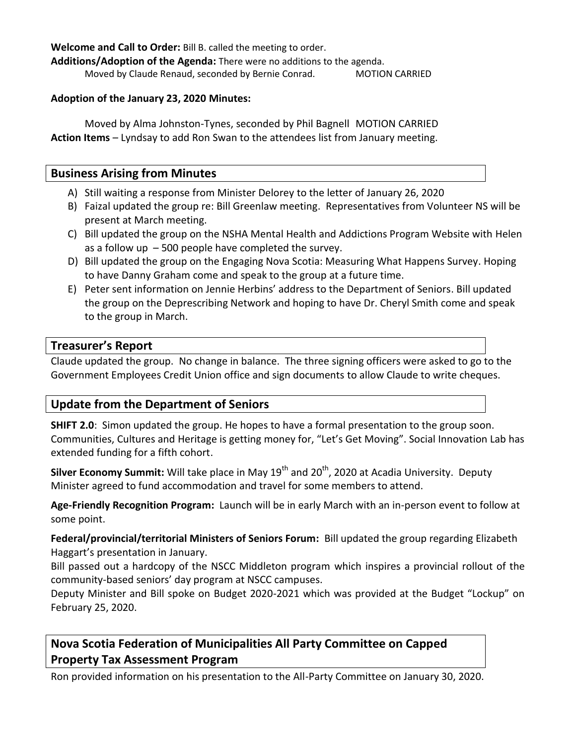**Welcome and Call to Order:** Bill B. called the meeting to order.

**Additions/Adoption of the Agenda:** There were no additions to the agenda.

Moved by Claude Renaud, seconded by Bernie Conrad. MOTION CARRIED

**Adoption of the January 23, 2020 Minutes:**

Moved by Alma Johnston-Tynes, seconded by Phil Bagnell MOTION CARRIED

**Action Items** – Lyndsay to add Ron Swan to the attendees list from January meeting.

## Business Arising from Minutes

A) Still waiting a response from Minister Delorey to the letter of January 26, 2020
B) Faizal updated the group re: Bill Greenlaw meeting. Representatives from Volunteer NS will be present at March meeting.
C) Bill updated the group on the NSHA Mental Health and Addictions Program Website with Helen as a follow up – 500 people have completed the survey.
D) Bill updated the group on the Engaging Nova Scotia: Measuring What Happens Survey. Hoping to have Danny Graham come and speak to the group at a future time.
E) Peter sent information on Jennie Herbins' address to the Department of Seniors. Bill updated the group on the Deprescribing Network and hoping to have Dr. Cheryl Smith come and speak to the group in March.

## Treasurer's Report

Claude updated the group. No change in balance. The three signing officers were asked to go to the Government Employees Credit Union office and sign documents to allow Claude to write cheques.

## Update from the Department of Seniors

**SHIFT 2.0**: Simon updated the group. He hopes to have a formal presentation to the group soon. Communities, Cultures and Heritage is getting money for, "Let's Get Moving". Social Innovation Lab has extended funding for a fifth cohort.

**Silver Economy Summit:** Will take place in May 19th and 20th, 2020 at Acadia University. Deputy Minister agreed to fund accommodation and travel for some members to attend.

**Age-Friendly Recognition Program:** Launch will be in early March with an in-person event to follow at some point.

**Federal/provincial/territorial Ministers of Seniors Forum:** Bill updated the group regarding Elizabeth Haggart's presentation in January.

Bill passed out a hardcopy of the NSCC Middleton program which inspires a provincial rollout of the community-based seniors' day program at NSCC campuses.

Deputy Minister and Bill spoke on Budget 2020-2021 which was provided at the Budget "Lockup" on February 25, 2020.

## Nova Scotia Federation of Municipalities All Party Committee on Capped Property Tax Assessment Program

Ron provided information on his presentation to the All-Party Committee on January 30, 2020.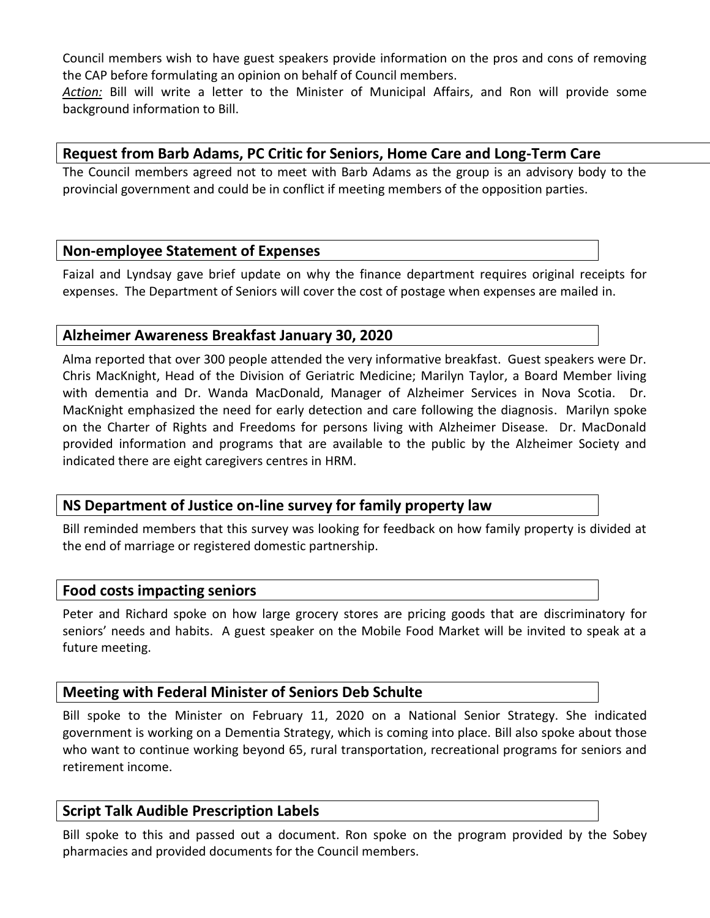Council members wish to have guest speakers provide information on the pros and cons of removing the CAP before formulating an opinion on behalf of Council members.

*Action:* Bill will write a letter to the Minister of Municipal Affairs, and Ron will provide some background information to Bill.

## Request from Barb Adams, PC Critic for Seniors, Home Care and Long-Term Care

The Council members agreed not to meet with Barb Adams as the group is an advisory body to the provincial government and could be in conflict if meeting members of the opposition parties.

## Non-employee Statement of Expenses

Faizal and Lyndsay gave brief update on why the finance department requires original receipts for expenses. The Department of Seniors will cover the cost of postage when expenses are mailed in.

## Alzheimer Awareness Breakfast January 30, 2020

Alma reported that over 300 people attended the very informative breakfast. Guest speakers were Dr. Chris MacKnight, Head of the Division of Geriatric Medicine; Marilyn Taylor, a Board Member living with dementia and Dr. Wanda MacDonald, Manager of Alzheimer Services in Nova Scotia. Dr. MacKnight emphasized the need for early detection and care following the diagnosis. Marilyn spoke on the Charter of Rights and Freedoms for persons living with Alzheimer Disease. Dr. MacDonald provided information and programs that are available to the public by the Alzheimer Society and indicated there are eight caregivers centres in HRM.

## NS Department of Justice on-line survey for family property law

Bill reminded members that this survey was looking for feedback on how family property is divided at the end of marriage or registered domestic partnership.

## Food costs impacting seniors

Peter and Richard spoke on how large grocery stores are pricing goods that are discriminatory for seniors' needs and habits. A guest speaker on the Mobile Food Market will be invited to speak at a future meeting.

## Meeting with Federal Minister of Seniors Deb Schulte

Bill spoke to the Minister on February 11, 2020 on a National Senior Strategy. She indicated government is working on a Dementia Strategy, which is coming into place. Bill also spoke about those who want to continue working beyond 65, rural transportation, recreational programs for seniors and retirement income.

## Script Talk Audible Prescription Labels

Bill spoke to this and passed out a document. Ron spoke on the program provided by the Sobey pharmacies and provided documents for the Council members.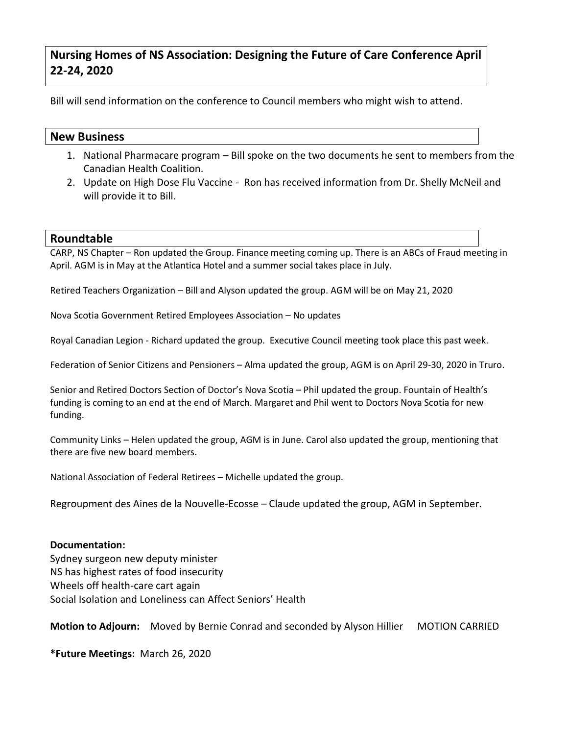## Nursing Homes of NS Association: Designing the Future of Care Conference April 22-24, 2020

Bill will send information on the conference to Council members who might wish to attend.

## New Business

1. National Pharmacare program – Bill spoke on the two documents he sent to members from the Canadian Health Coalition.
2. Update on High Dose Flu Vaccine - Ron has received information from Dr. Shelly McNeil and will provide it to Bill.

## Roundtable

CARP, NS Chapter – Ron updated the Group. Finance meeting coming up. There is an ABCs of Fraud meeting in April. AGM is in May at the Atlantica Hotel and a summer social takes place in July.

Retired Teachers Organization – Bill and Alyson updated the group. AGM will be on May 21, 2020

Nova Scotia Government Retired Employees Association – No updates

Royal Canadian Legion - Richard updated the group. Executive Council meeting took place this past week.

Federation of Senior Citizens and Pensioners – Alma updated the group, AGM is on April 29-30, 2020 in Truro.

Senior and Retired Doctors Section of Doctor's Nova Scotia – Phil updated the group. Fountain of Health's funding is coming to an end at the end of March. Margaret and Phil went to Doctors Nova Scotia for new funding.

Community Links – Helen updated the group, AGM is in June. Carol also updated the group, mentioning that there are five new board members.

National Association of Federal Retirees – Michelle updated the group.

Regroupment des Aines de la Nouvelle-Ecosse – Claude updated the group, AGM in September.

**Documentation:**
Sydney surgeon new deputy minister
NS has highest rates of food insecurity
Wheels off health-care cart again
Social Isolation and Loneliness can Affect Seniors' Health

**Motion to Adjourn:** Moved by Bernie Conrad and seconded by Alyson Hillier MOTION CARRIED

**\*Future Meetings:** March 26, 2020